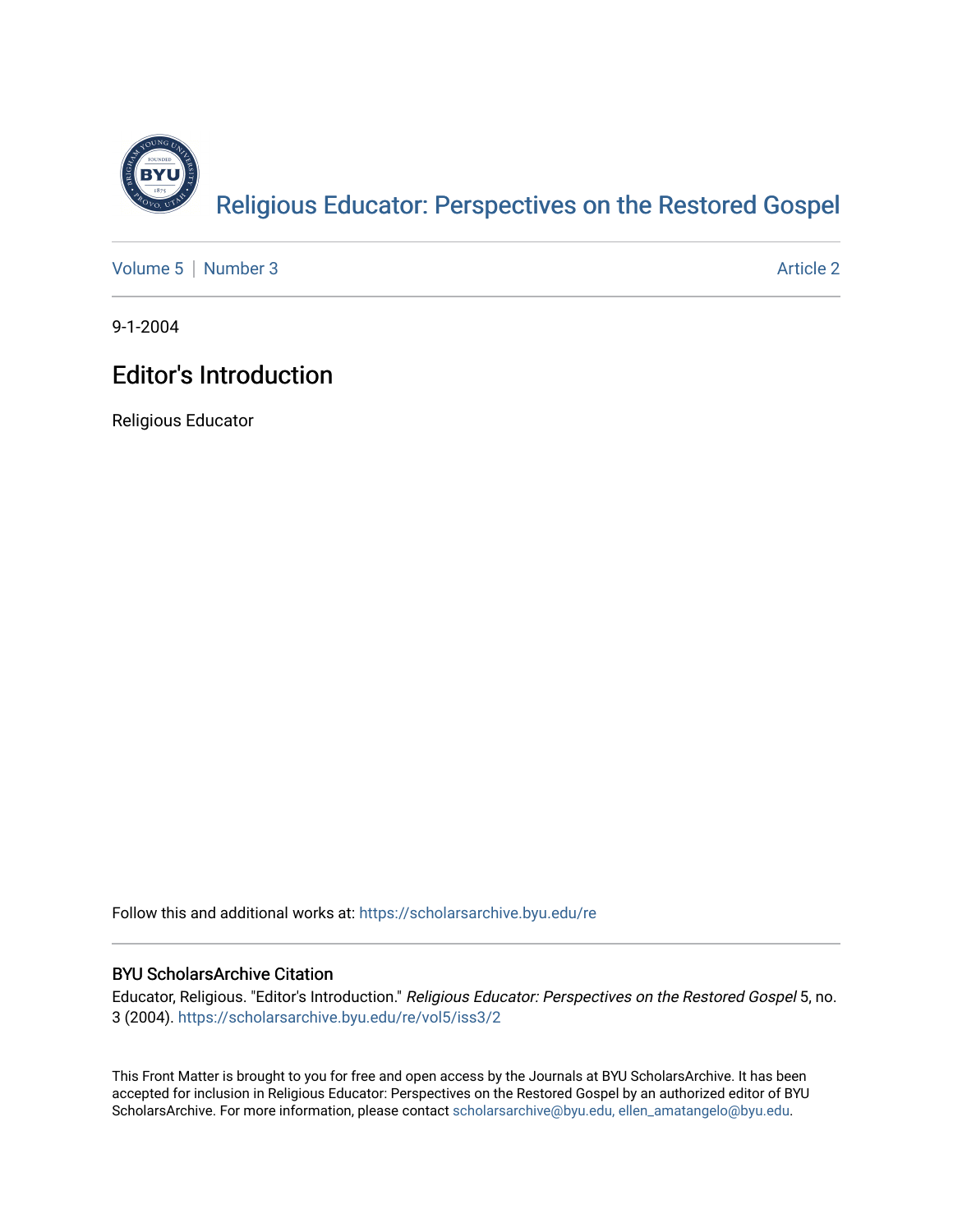Religious Educator: Perspectives on the Restored Gospel

Volume 5 | Number 3 Article 2

9-1-2004

# Editor's Introduction

Religious Educator

Follow this and additional works at: https://scholarsarchive.byu.edu/re

## BYU ScholarsArchive Citation

Educator, Religious. "Editor's Introduction." *Religious Educator: Perspectives on the Restored Gospel* 5, no. 3 (2004). https://scholarsarchive.byu.edu/re/vol5/iss3/2

This Front Matter is brought to you for free and open access by the Journals at BYU ScholarsArchive. It has been accepted for inclusion in Religious Educator: Perspectives on the Restored Gospel by an authorized editor of BYU ScholarsArchive. For more information, please contact scholarsarchive@byu.edu, ellen_amatangelo@byu.edu.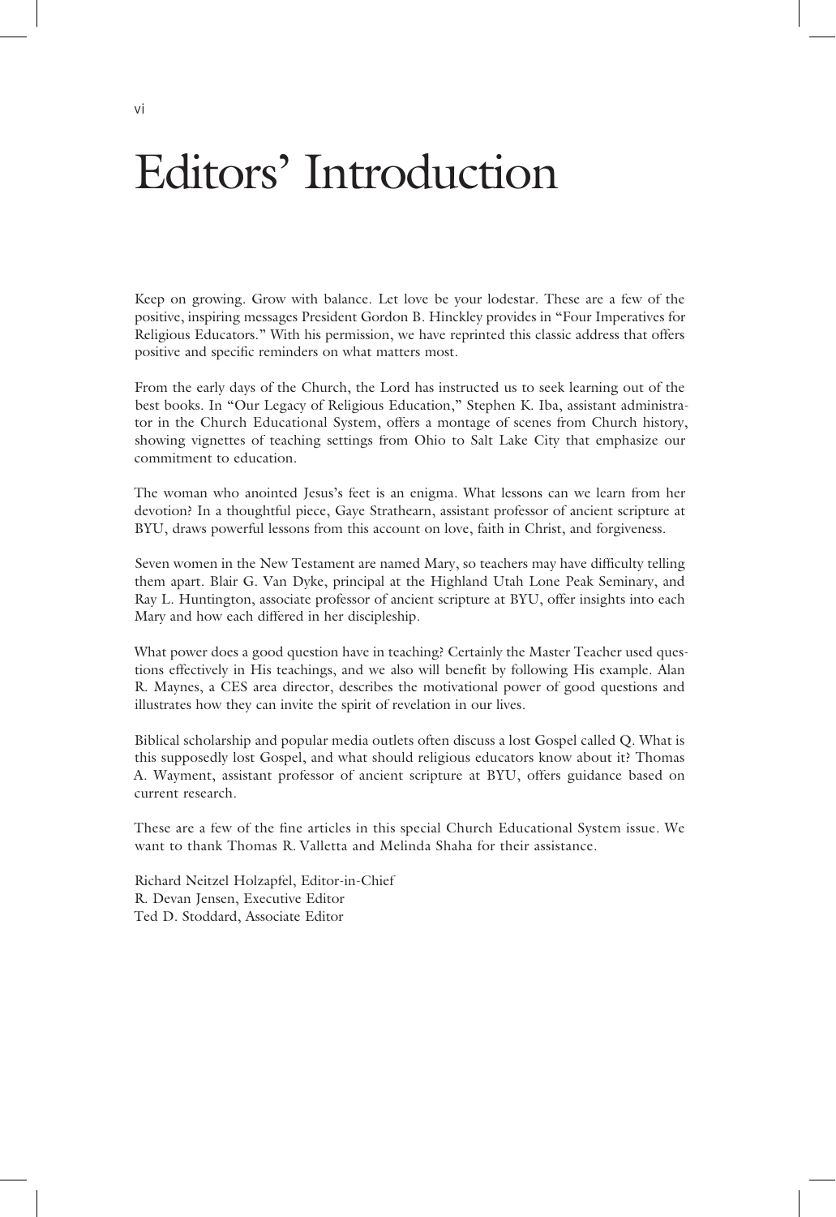# Editors' Introduction

Keep on growing. Grow with balance. Let love be your lodestar. These are a few of the positive, inspiring messages President Gordon B. Hinckley provides in "Four Imperatives for Religious Educators." With his permission, we have reprinted this classic address that offers positive and specific reminders on what matters most.

From the early days of the Church, the Lord has instructed us to seek learning out of the best books. In "Our Legacy of Religious Education," Stephen K. Iba, assistant administrator in the Church Educational System, offers a montage of scenes from Church history, showing vignettes of teaching settings from Ohio to Salt Lake City that emphasize our commitment to education.

The woman who anointed Jesus's feet is an enigma. What lessons can we learn from her devotion? In a thoughtful piece, Gaye Strathearn, assistant professor of ancient scripture at BYU, draws powerful lessons from this account on love, faith in Christ, and forgiveness.

Seven women in the New Testament are named Mary, so teachers may have difficulty telling them apart. Blair G. Van Dyke, principal at the Highland Utah Lone Peak Seminary, and Ray L. Huntington, associate professor of ancient scripture at BYU, offer insights into each Mary and how each differed in her discipleship.

What power does a good question have in teaching? Certainly the Master Teacher used questions effectively in His teachings, and we also will benefit by following His example. Alan R. Maynes, a CES area director, describes the motivational power of good questions and illustrates how they can invite the spirit of revelation in our lives.

Biblical scholarship and popular media outlets often discuss a lost Gospel called Q. What is this supposedly lost Gospel, and what should religious educators know about it? Thomas A. Wayment, assistant professor of ancient scripture at BYU, offers guidance based on current research.

These are a few of the fine articles in this special Church Educational System issue. We want to thank Thomas R. Valletta and Melinda Shaha for their assistance.

Richard Neitzel Holzapfel, Editor-in-Chief
R. Devan Jensen, Executive Editor
Ted D. Stoddard, Associate Editor